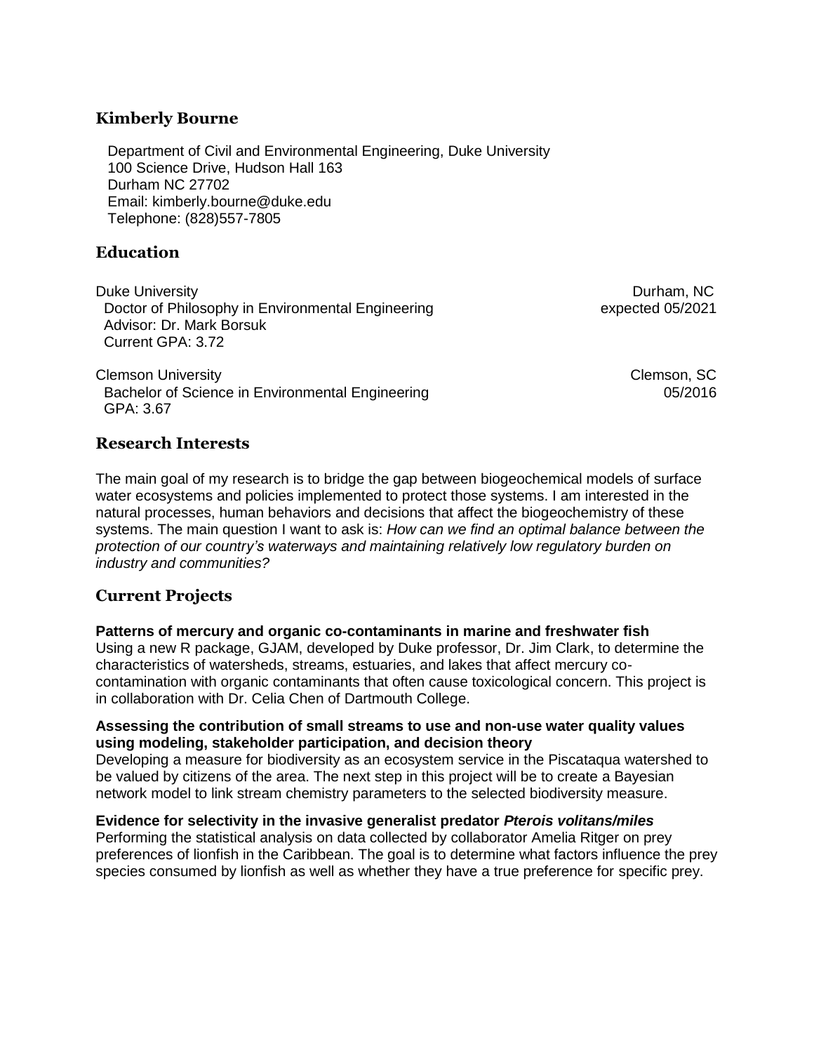# Kimberly Bourne

Department of Civil and Environmental Engineering, Duke University
100 Science Drive, Hudson Hall 163
Durham NC 27702
Email: kimberly.bourne@duke.edu
Telephone: (828)557-7805

## Education

Duke University — Durham, NC
Doctor of Philosophy in Environmental Engineering — expected 05/2021
Advisor: Dr. Mark Borsuk
Current GPA: 3.72

Clemson University — Clemson, SC
Bachelor of Science in Environmental Engineering — 05/2016
GPA: 3.67

## Research Interests

The main goal of my research is to bridge the gap between biogeochemical models of surface water ecosystems and policies implemented to protect those systems. I am interested in the natural processes, human behaviors and decisions that affect the biogeochemistry of these systems. The main question I want to ask is: *How can we find an optimal balance between the protection of our country's waterways and maintaining relatively low regulatory burden on industry and communities?*

## Current Projects

**Patterns of mercury and organic co-contaminants in marine and freshwater fish**
Using a new R package, GJAM, developed by Duke professor, Dr. Jim Clark, to determine the characteristics of watersheds, streams, estuaries, and lakes that affect mercury co-contamination with organic contaminants that often cause toxicological concern. This project is in collaboration with Dr. Celia Chen of Dartmouth College.

**Assessing the contribution of small streams to use and non-use water quality values using modeling, stakeholder participation, and decision theory**
Developing a measure for biodiversity as an ecosystem service in the Piscataqua watershed to be valued by citizens of the area. The next step in this project will be to create a Bayesian network model to link stream chemistry parameters to the selected biodiversity measure.

**Evidence for selectivity in the invasive generalist predator *Pterois volitans/miles***
Performing the statistical analysis on data collected by collaborator Amelia Ritger on prey preferences of lionfish in the Caribbean. The goal is to determine what factors influence the prey species consumed by lionfish as well as whether they have a true preference for specific prey.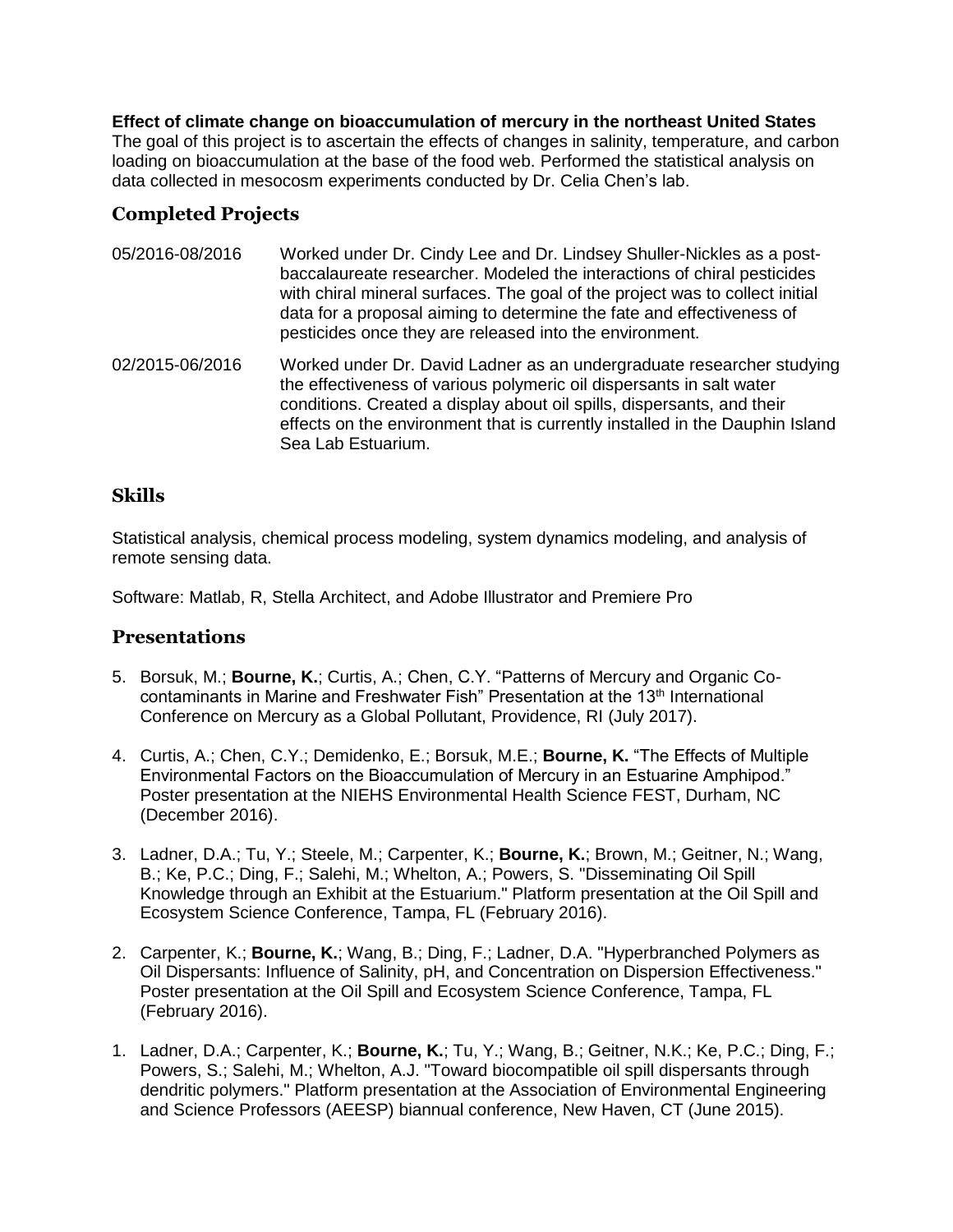**Effect of climate change on bioaccumulation of mercury in the northeast United States**
The goal of this project is to ascertain the effects of changes in salinity, temperature, and carbon loading on bioaccumulation at the base of the food web. Performed the statistical analysis on data collected in mesocosm experiments conducted by Dr. Celia Chen's lab.

## Completed Projects

05/2016-08/2016 Worked under Dr. Cindy Lee and Dr. Lindsey Shuller-Nickles as a post-baccalaureate researcher. Modeled the interactions of chiral pesticides with chiral mineral surfaces. The goal of the project was to collect initial data for a proposal aiming to determine the fate and effectiveness of pesticides once they are released into the environment.

02/2015-06/2016 Worked under Dr. David Ladner as an undergraduate researcher studying the effectiveness of various polymeric oil dispersants in salt water conditions. Created a display about oil spills, dispersants, and their effects on the environment that is currently installed in the Dauphin Island Sea Lab Estuarium.

## Skills

Statistical analysis, chemical process modeling, system dynamics modeling, and analysis of remote sensing data.

Software: Matlab, R, Stella Architect, and Adobe Illustrator and Premiere Pro

## Presentations

5. Borsuk, M.; **Bourne, K.**; Curtis, A.; Chen, C.Y. "Patterns of Mercury and Organic Co-contaminants in Marine and Freshwater Fish" Presentation at the 13th International Conference on Mercury as a Global Pollutant, Providence, RI (July 2017).

4. Curtis, A.; Chen, C.Y.; Demidenko, E.; Borsuk, M.E.; **Bourne, K.** "The Effects of Multiple Environmental Factors on the Bioaccumulation of Mercury in an Estuarine Amphipod." Poster presentation at the NIEHS Environmental Health Science FEST, Durham, NC (December 2016).

3. Ladner, D.A.; Tu, Y.; Steele, M.; Carpenter, K.; **Bourne, K.**; Brown, M.; Geitner, N.; Wang, B.; Ke, P.C.; Ding, F.; Salehi, M.; Whelton, A.; Powers, S. "Disseminating Oil Spill Knowledge through an Exhibit at the Estuarium." Platform presentation at the Oil Spill and Ecosystem Science Conference, Tampa, FL (February 2016).

2. Carpenter, K.; **Bourne, K.**; Wang, B.; Ding, F.; Ladner, D.A. "Hyperbranched Polymers as Oil Dispersants: Influence of Salinity, pH, and Concentration on Dispersion Effectiveness." Poster presentation at the Oil Spill and Ecosystem Science Conference, Tampa, FL (February 2016).

1. Ladner, D.A.; Carpenter, K.; **Bourne, K.**; Tu, Y.; Wang, B.; Geitner, N.K.; Ke, P.C.; Ding, F.; Powers, S.; Salehi, M.; Whelton, A.J. "Toward biocompatible oil spill dispersants through dendritic polymers." Platform presentation at the Association of Environmental Engineering and Science Professors (AEESP) biannual conference, New Haven, CT (June 2015).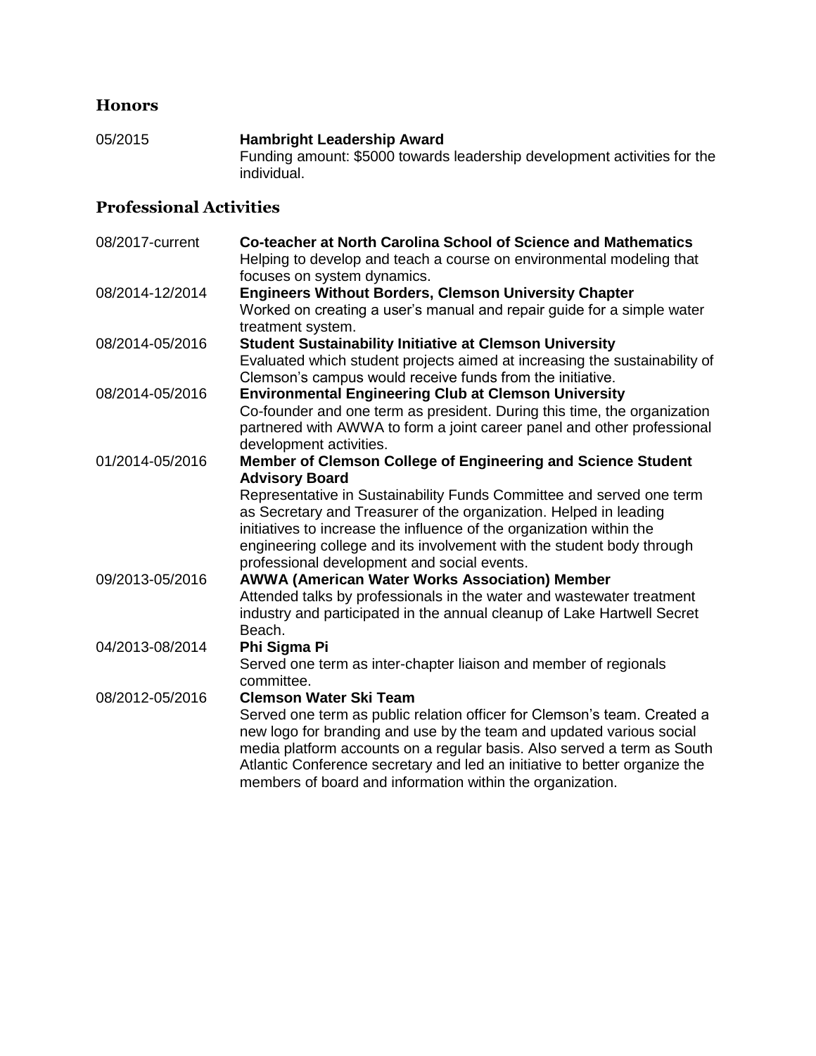## Honors

05/2015 **Hambright Leadership Award**
Funding amount: $5000 towards leadership development activities for the individual.

## Professional Activities

08/2017-current **Co-teacher at North Carolina School of Science and Mathematics**
Helping to develop and teach a course on environmental modeling that focuses on system dynamics.

08/2014-12/2014 **Engineers Without Borders, Clemson University Chapter**
Worked on creating a user's manual and repair guide for a simple water treatment system.

08/2014-05/2016 **Student Sustainability Initiative at Clemson University**
Evaluated which student projects aimed at increasing the sustainability of Clemson's campus would receive funds from the initiative.

08/2014-05/2016 **Environmental Engineering Club at Clemson University**
Co-founder and one term as president. During this time, the organization partnered with AWWA to form a joint career panel and other professional development activities.

01/2014-05/2016 **Member of Clemson College of Engineering and Science Student Advisory Board**
Representative in Sustainability Funds Committee and served one term as Secretary and Treasurer of the organization. Helped in leading initiatives to increase the influence of the organization within the engineering college and its involvement with the student body through professional development and social events.

09/2013-05/2016 **AWWA (American Water Works Association) Member**
Attended talks by professionals in the water and wastewater treatment industry and participated in the annual cleanup of Lake Hartwell Secret Beach.

04/2013-08/2014 **Phi Sigma Pi**
Served one term as inter-chapter liaison and member of regionals committee.

08/2012-05/2016 **Clemson Water Ski Team**
Served one term as public relation officer for Clemson's team. Created a new logo for branding and use by the team and updated various social media platform accounts on a regular basis. Also served a term as South Atlantic Conference secretary and led an initiative to better organize the members of board and information within the organization.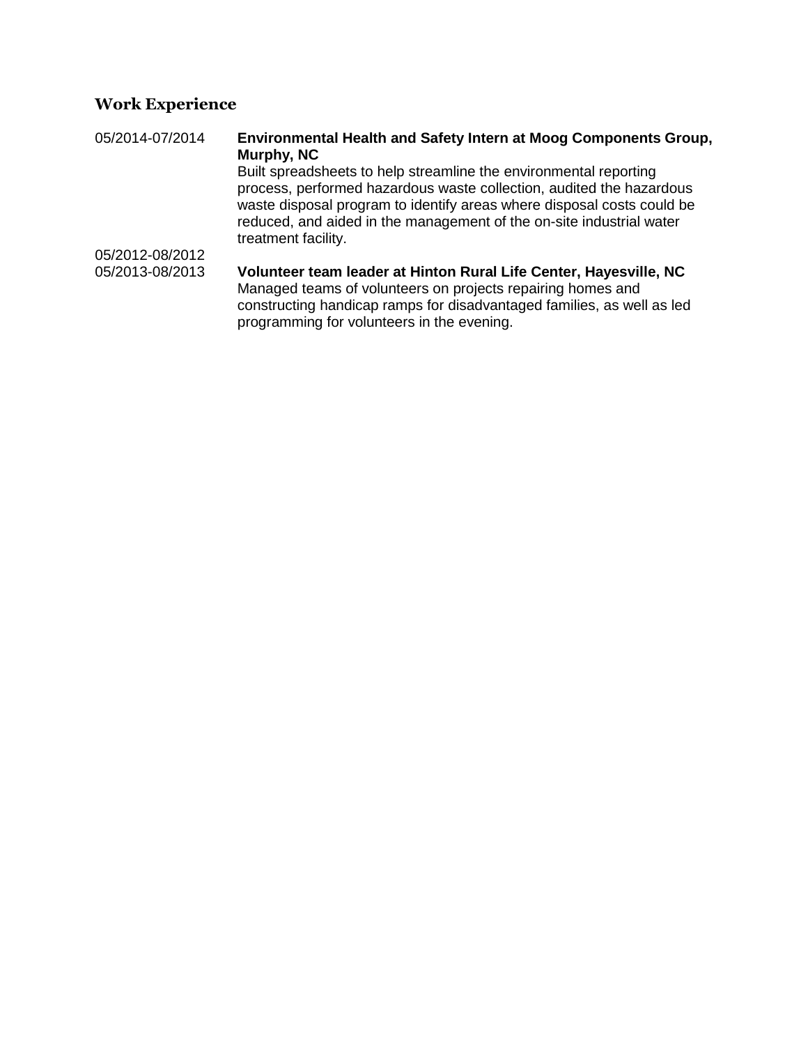## Work Experience

05/2014-07/2014 **Environmental Health and Safety Intern at Moog Components Group, Murphy, NC**
Built spreadsheets to help streamline the environmental reporting process, performed hazardous waste collection, audited the hazardous waste disposal program to identify areas where disposal costs could be reduced, and aided in the management of the on-site industrial water treatment facility.

05/2012-08/2012
05/2013-08/2013 **Volunteer team leader at Hinton Rural Life Center, Hayesville, NC**
Managed teams of volunteers on projects repairing homes and constructing handicap ramps for disadvantaged families, as well as led programming for volunteers in the evening.